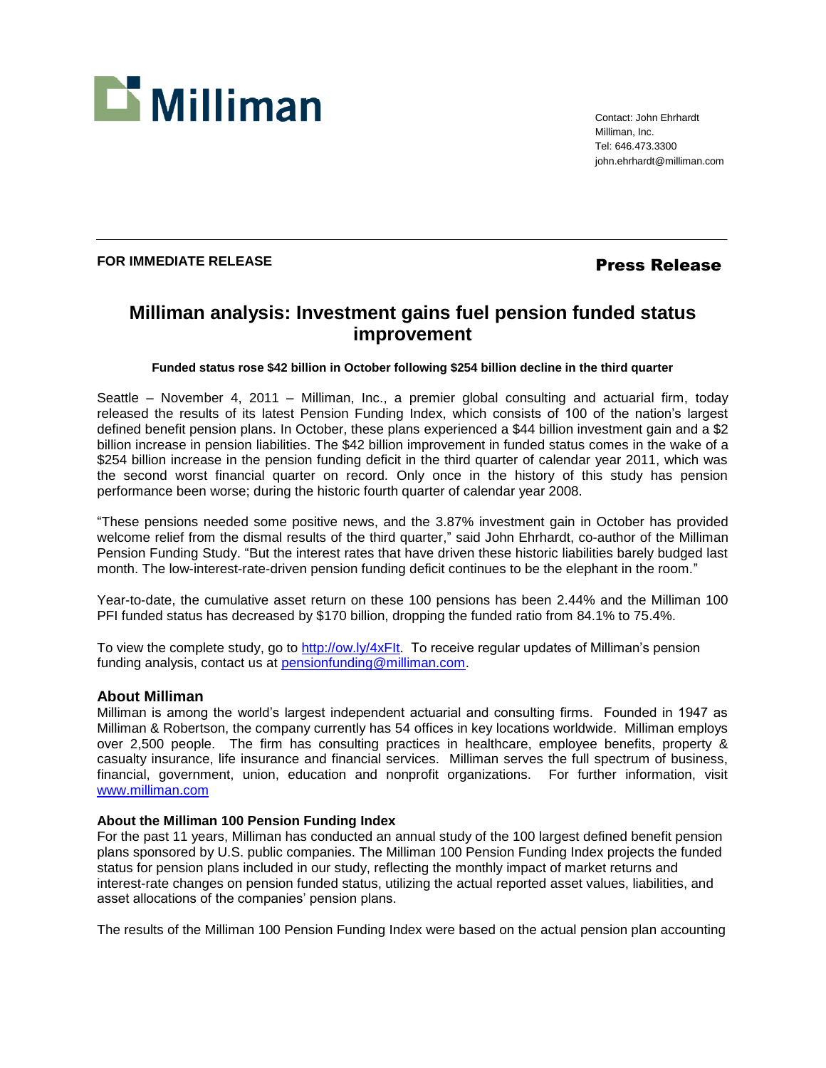Milliman

Contact: John Ehrhardt
Milliman, Inc.
Tel: 646.473.3300
john.ehrhardt@milliman.com

**FOR IMMEDIATE RELEASE**

**Press Release**

# Milliman analysis: Investment gains fuel pension funded status improvement

**Funded status rose $42 billion in October following $254 billion decline in the third quarter**

Seattle – November 4, 2011 – Milliman, Inc., a premier global consulting and actuarial firm, today released the results of its latest Pension Funding Index, which consists of 100 of the nation's largest defined benefit pension plans. In October, these plans experienced a $44 billion investment gain and a $2 billion increase in pension liabilities. The $42 billion improvement in funded status comes in the wake of a $254 billion increase in the pension funding deficit in the third quarter of calendar year 2011, which was the second worst financial quarter on record. Only once in the history of this study has pension performance been worse; during the historic fourth quarter of calendar year 2008.

"These pensions needed some positive news, and the 3.87% investment gain in October has provided welcome relief from the dismal results of the third quarter," said John Ehrhardt, co-author of the Milliman Pension Funding Study. "But the interest rates that have driven these historic liabilities barely budged last month. The low-interest-rate-driven pension funding deficit continues to be the elephant in the room."

Year-to-date, the cumulative asset return on these 100 pensions has been 2.44% and the Milliman 100 PFI funded status has decreased by $170 billion, dropping the funded ratio from 84.1% to 75.4%.

To view the complete study, go to http://ow.ly/4xFIt. To receive regular updates of Milliman's pension funding analysis, contact us at pensionfunding@milliman.com.

### About Milliman

Milliman is among the world's largest independent actuarial and consulting firms. Founded in 1947 as Milliman & Robertson, the company currently has 54 offices in key locations worldwide. Milliman employs over 2,500 people. The firm has consulting practices in healthcare, employee benefits, property & casualty insurance, life insurance and financial services. Milliman serves the full spectrum of business, financial, government, union, education and nonprofit organizations. For further information, visit www.milliman.com

**About the Milliman 100 Pension Funding Index**

For the past 11 years, Milliman has conducted an annual study of the 100 largest defined benefit pension plans sponsored by U.S. public companies. The Milliman 100 Pension Funding Index projects the funded status for pension plans included in our study, reflecting the monthly impact of market returns and interest-rate changes on pension funded status, utilizing the actual reported asset values, liabilities, and asset allocations of the companies' pension plans.

The results of the Milliman 100 Pension Funding Index were based on the actual pension plan accounting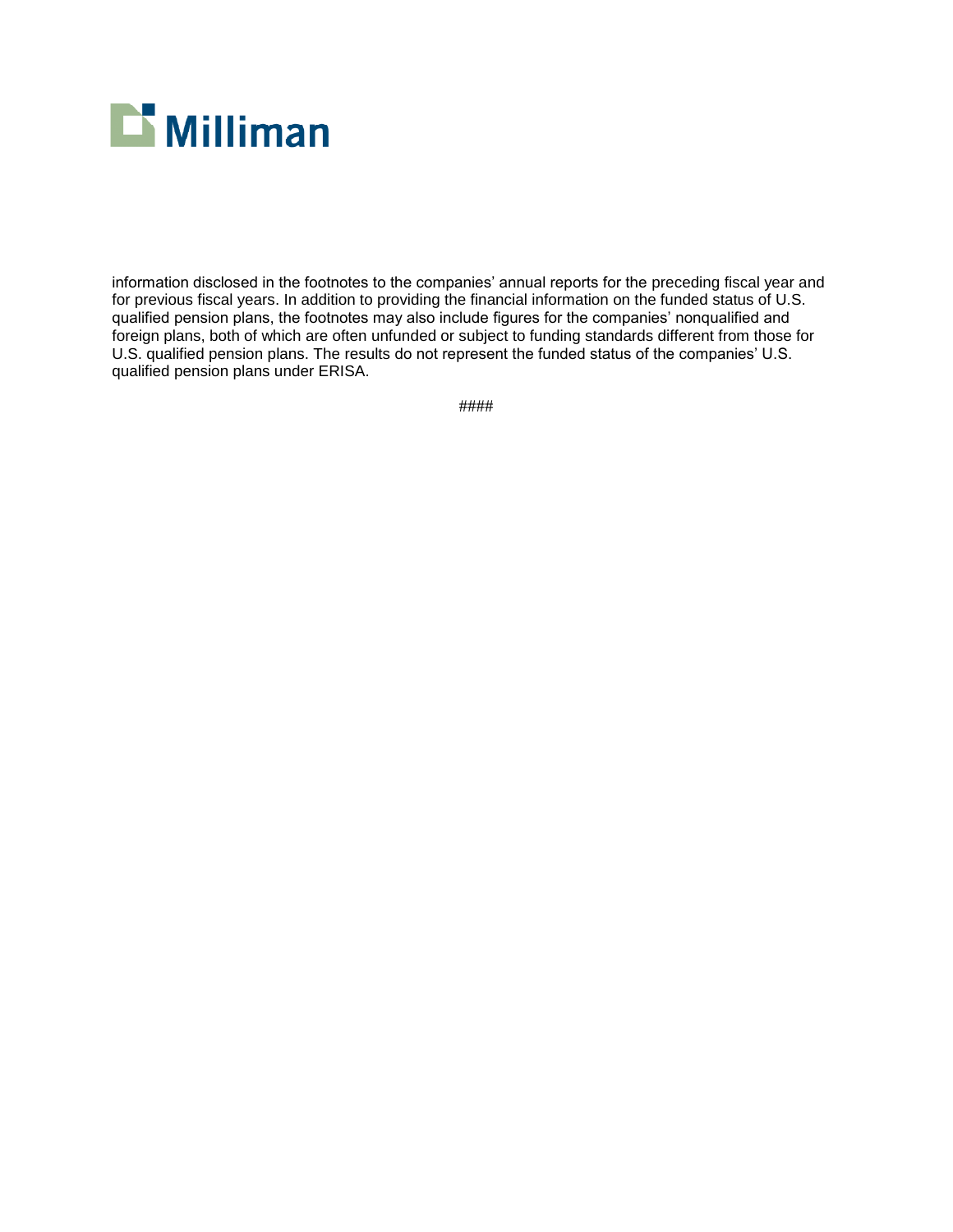information disclosed in the footnotes to the companies' annual reports for the preceding fiscal year and for previous fiscal years. In addition to providing the financial information on the funded status of U.S. qualified pension plans, the footnotes may also include figures for the companies' nonqualified and foreign plans, both of which are often unfunded or subject to funding standards different from those for U.S. qualified pension plans. The results do not represent the funded status of the companies' U.S. qualified pension plans under ERISA.

####